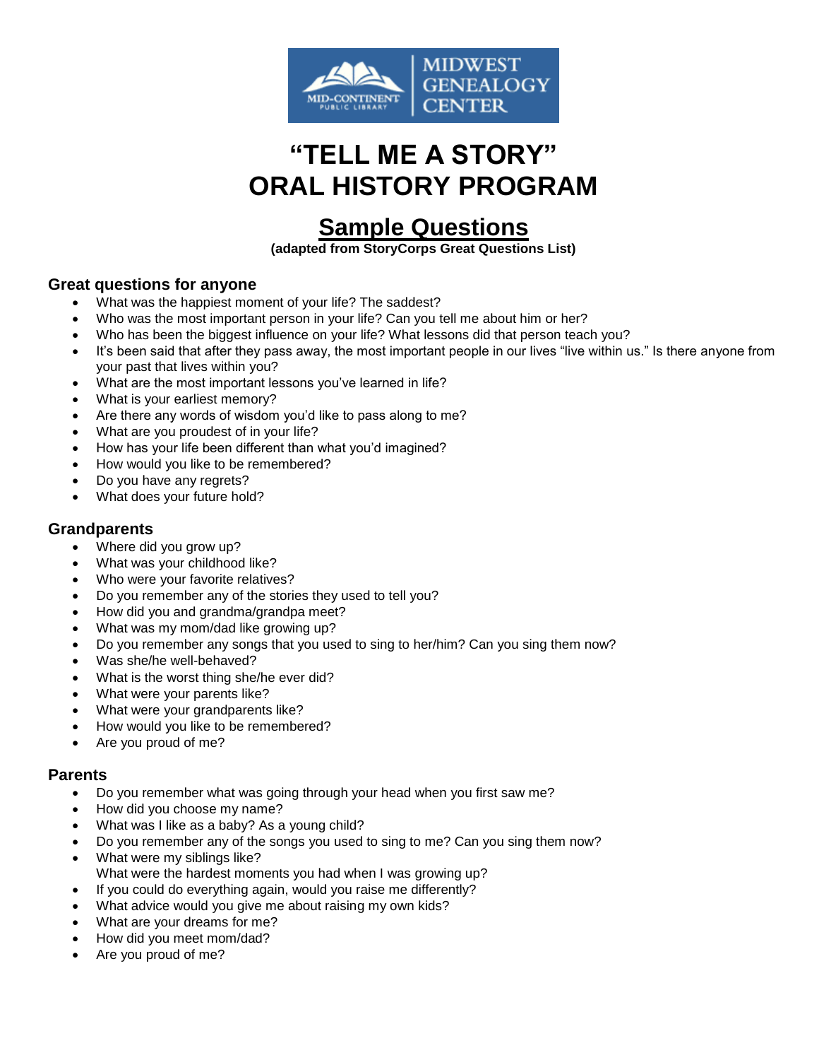# "TELL ME A STORY" ORAL HISTORY PROGRAM

## Sample Questions

**(adapted from StoryCorps Great Questions List)**

### Great questions for anyone

- What was the happiest moment of your life? The saddest?
- Who was the most important person in your life? Can you tell me about him or her?
- Who has been the biggest influence on your life? What lessons did that person teach you?
- It's been said that after they pass away, the most important people in our lives "live within us." Is there anyone from your past that lives within you?
- What are the most important lessons you've learned in life?
- What is your earliest memory?
- Are there any words of wisdom you'd like to pass along to me?
- What are you proudest of in your life?
- How has your life been different than what you'd imagined?
- How would you like to be remembered?
- Do you have any regrets?
- What does your future hold?

### Grandparents

- Where did you grow up?
- What was your childhood like?
- Who were your favorite relatives?
- Do you remember any of the stories they used to tell you?
- How did you and grandma/grandpa meet?
- What was my mom/dad like growing up?
- Do you remember any songs that you used to sing to her/him? Can you sing them now?
- Was she/he well-behaved?
- What is the worst thing she/he ever did?
- What were your parents like?
- What were your grandparents like?
- How would you like to be remembered?
- Are you proud of me?

### Parents

- Do you remember what was going through your head when you first saw me?
- How did you choose my name?
- What was I like as a baby? As a young child?
- Do you remember any of the songs you used to sing to me? Can you sing them now?
- What were my siblings like?
  What were the hardest moments you had when I was growing up?
- If you could do everything again, would you raise me differently?
- What advice would you give me about raising my own kids?
- What are your dreams for me?
- How did you meet mom/dad?
- Are you proud of me?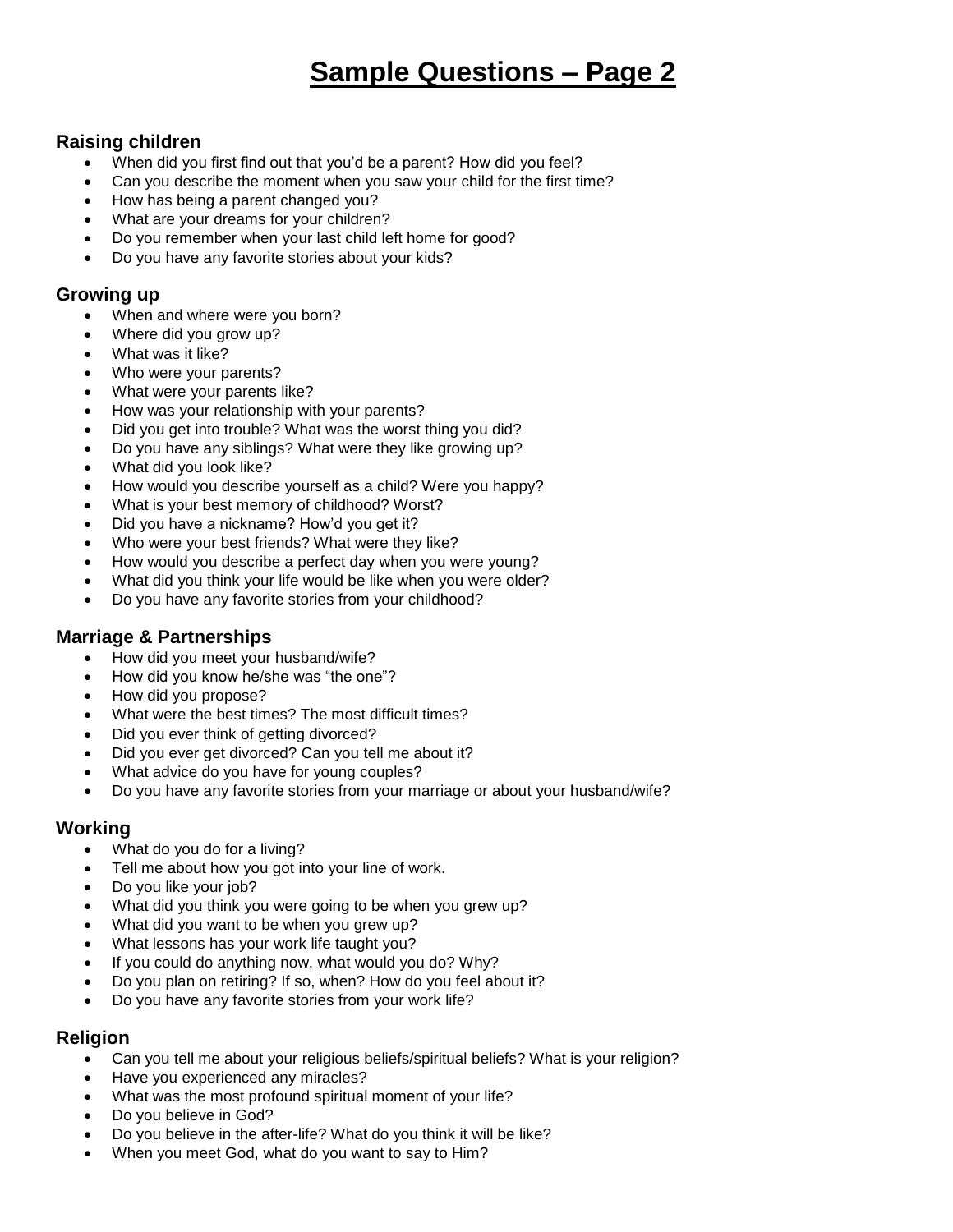# Sample Questions – Page 2

## Raising children

- When did you first find out that you'd be a parent? How did you feel?
- Can you describe the moment when you saw your child for the first time?
- How has being a parent changed you?
- What are your dreams for your children?
- Do you remember when your last child left home for good?
- Do you have any favorite stories about your kids?

## Growing up

- When and where were you born?
- Where did you grow up?
- What was it like?
- Who were your parents?
- What were your parents like?
- How was your relationship with your parents?
- Did you get into trouble? What was the worst thing you did?
- Do you have any siblings? What were they like growing up?
- What did you look like?
- How would you describe yourself as a child? Were you happy?
- What is your best memory of childhood? Worst?
- Did you have a nickname? How'd you get it?
- Who were your best friends? What were they like?
- How would you describe a perfect day when you were young?
- What did you think your life would be like when you were older?
- Do you have any favorite stories from your childhood?

## Marriage & Partnerships

- How did you meet your husband/wife?
- How did you know he/she was "the one"?
- How did you propose?
- What were the best times? The most difficult times?
- Did you ever think of getting divorced?
- Did you ever get divorced? Can you tell me about it?
- What advice do you have for young couples?
- Do you have any favorite stories from your marriage or about your husband/wife?

## Working

- What do you do for a living?
- Tell me about how you got into your line of work.
- Do you like your job?
- What did you think you were going to be when you grew up?
- What did you want to be when you grew up?
- What lessons has your work life taught you?
- If you could do anything now, what would you do? Why?
- Do you plan on retiring? If so, when? How do you feel about it?
- Do you have any favorite stories from your work life?

## Religion

- Can you tell me about your religious beliefs/spiritual beliefs? What is your religion?
- Have you experienced any miracles?
- What was the most profound spiritual moment of your life?
- Do you believe in God?
- Do you believe in the after-life? What do you think it will be like?
- When you meet God, what do you want to say to Him?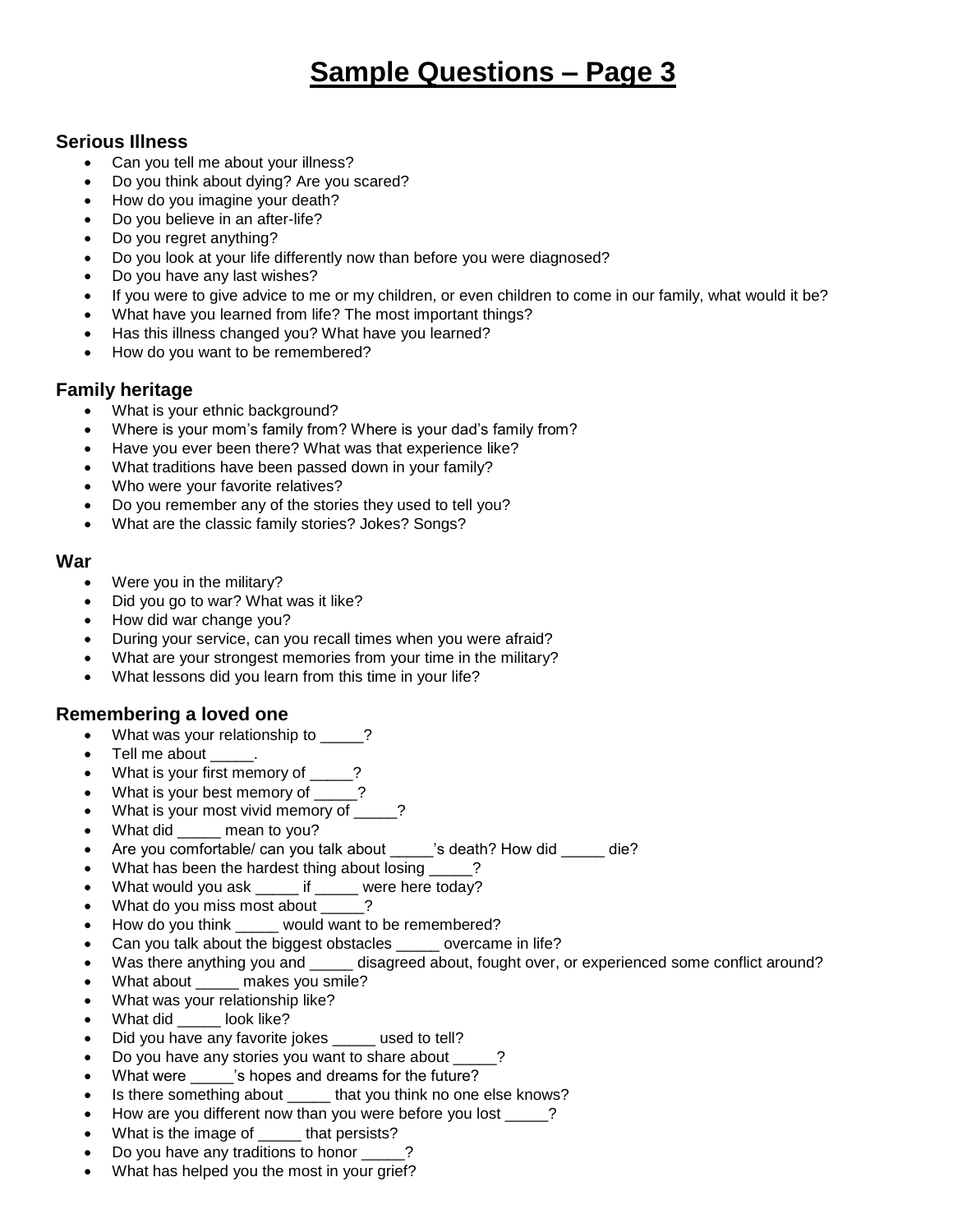# Sample Questions – Page 3

## Serious Illness

- Can you tell me about your illness?
- Do you think about dying? Are you scared?
- How do you imagine your death?
- Do you believe in an after-life?
- Do you regret anything?
- Do you look at your life differently now than before you were diagnosed?
- Do you have any last wishes?
- If you were to give advice to me or my children, or even children to come in our family, what would it be?
- What have you learned from life? The most important things?
- Has this illness changed you? What have you learned?
- How do you want to be remembered?

## Family heritage

- What is your ethnic background?
- Where is your mom's family from? Where is your dad's family from?
- Have you ever been there? What was that experience like?
- What traditions have been passed down in your family?
- Who were your favorite relatives?
- Do you remember any of the stories they used to tell you?
- What are the classic family stories? Jokes? Songs?

## War

- Were you in the military?
- Did you go to war? What was it like?
- How did war change you?
- During your service, can you recall times when you were afraid?
- What are your strongest memories from your time in the military?
- What lessons did you learn from this time in your life?

## Remembering a loved one

- What was your relationship to _____?
- Tell me about _____.
- What is your first memory of _____?
- What is your best memory of _____?
- What is your most vivid memory of _____?
- What did _____ mean to you?
- Are you comfortable/ can you talk about _____'s death? How did _____ die?
- What has been the hardest thing about losing _____?
- What would you ask _____ if _____ were here today?
- What do you miss most about _____?
- How do you think _____ would want to be remembered?
- Can you talk about the biggest obstacles _____ overcame in life?
- Was there anything you and _____ disagreed about, fought over, or experienced some conflict around?
- What about _____ makes you smile?
- What was your relationship like?
- What did _____ look like?
- Did you have any favorite jokes _____ used to tell?
- Do you have any stories you want to share about _____?
- What were _____'s hopes and dreams for the future?
- Is there something about _____ that you think no one else knows?
- How are you different now than you were before you lost _____?
- What is the image of _____ that persists?
- Do you have any traditions to honor _____?
- What has helped you the most in your grief?